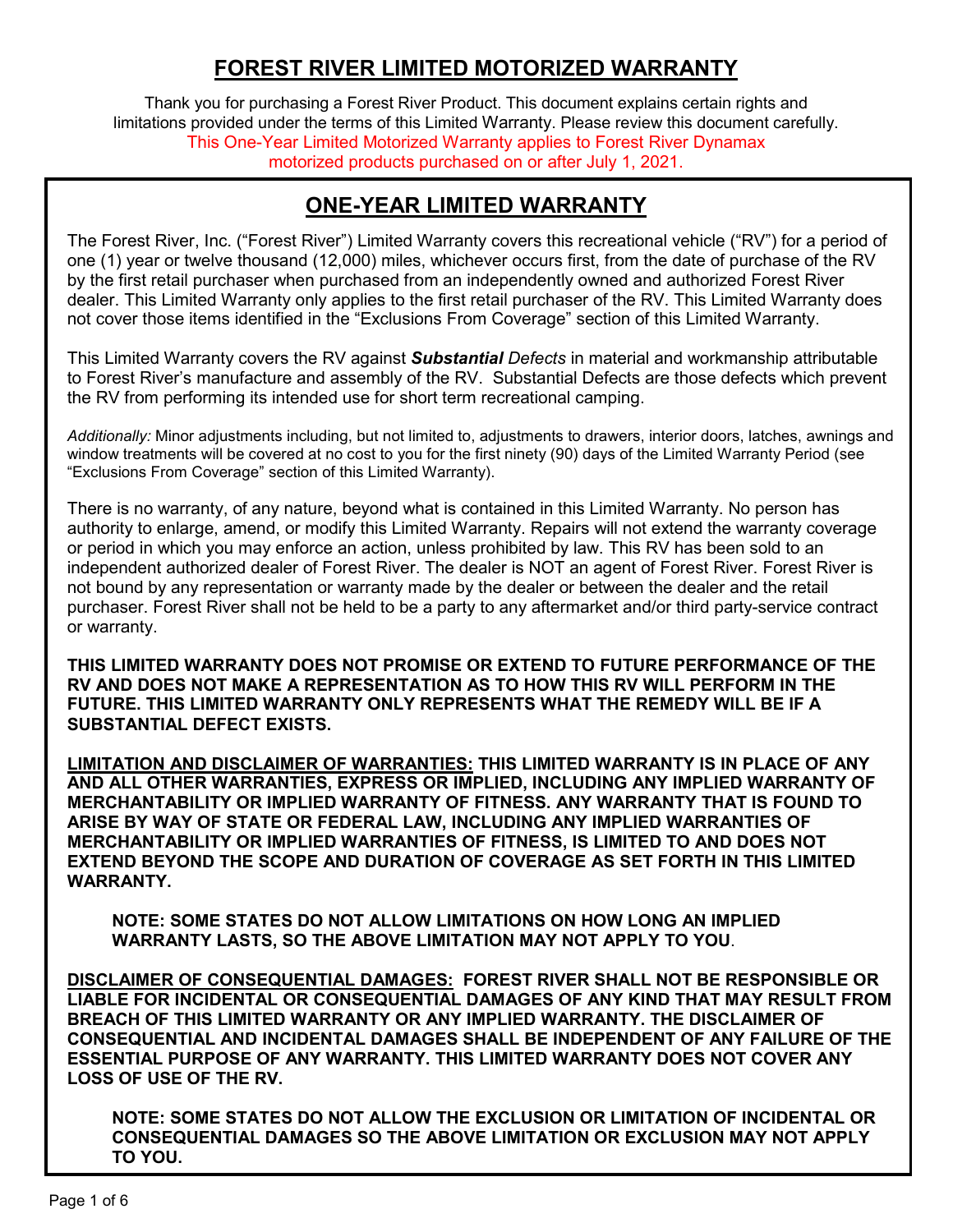# FOREST RIVER LIMITED MOTORIZED WARRANTY

Thank you for purchasing a Forest River Product. This document explains certain rights and limitations provided under the terms of this Limited Warranty. Please review this document carefully.
This One-Year Limited Motorized Warranty applies to Forest River Dynamax motorized products purchased on or after July 1, 2021.

## ONE-YEAR LIMITED WARRANTY

The Forest River, Inc. ("Forest River") Limited Warranty covers this recreational vehicle ("RV") for a period of one (1) year or twelve thousand (12,000) miles, whichever occurs first, from the date of purchase of the RV by the first retail purchaser when purchased from an independently owned and authorized Forest River dealer. This Limited Warranty only applies to the first retail purchaser of the RV. This Limited Warranty does not cover those items identified in the "Exclusions From Coverage" section of this Limited Warranty.

This Limited Warranty covers the RV against ***Substantial*** *Defects* in material and workmanship attributable to Forest River's manufacture and assembly of the RV. Substantial Defects are those defects which prevent the RV from performing its intended use for short term recreational camping.

*Additionally:* Minor adjustments including, but not limited to, adjustments to drawers, interior doors, latches, awnings and window treatments will be covered at no cost to you for the first ninety (90) days of the Limited Warranty Period (see "Exclusions From Coverage" section of this Limited Warranty).

There is no warranty, of any nature, beyond what is contained in this Limited Warranty. No person has authority to enlarge, amend, or modify this Limited Warranty. Repairs will not extend the warranty coverage or period in which you may enforce an action, unless prohibited by law. This RV has been sold to an independent authorized dealer of Forest River. The dealer is NOT an agent of Forest River. Forest River is not bound by any representation or warranty made by the dealer or between the dealer and the retail purchaser. Forest River shall not be held to be a party to any aftermarket and/or third party-service contract or warranty.

**THIS LIMITED WARRANTY DOES NOT PROMISE OR EXTEND TO FUTURE PERFORMANCE OF THE RV AND DOES NOT MAKE A REPRESENTATION AS TO HOW THIS RV WILL PERFORM IN THE FUTURE. THIS LIMITED WARRANTY ONLY REPRESENTS WHAT THE REMEDY WILL BE IF A SUBSTANTIAL DEFECT EXISTS.**

**LIMITATION AND DISCLAIMER OF WARRANTIES: THIS LIMITED WARRANTY IS IN PLACE OF ANY AND ALL OTHER WARRANTIES, EXPRESS OR IMPLIED, INCLUDING ANY IMPLIED WARRANTY OF MERCHANTABILITY OR IMPLIED WARRANTY OF FITNESS. ANY WARRANTY THAT IS FOUND TO ARISE BY WAY OF STATE OR FEDERAL LAW, INCLUDING ANY IMPLIED WARRANTIES OF MERCHANTABILITY OR IMPLIED WARRANTIES OF FITNESS, IS LIMITED TO AND DOES NOT EXTEND BEYOND THE SCOPE AND DURATION OF COVERAGE AS SET FORTH IN THIS LIMITED WARRANTY.**

> **NOTE: SOME STATES DO NOT ALLOW LIMITATIONS ON HOW LONG AN IMPLIED WARRANTY LASTS, SO THE ABOVE LIMITATION MAY NOT APPLY TO YOU**.

**DISCLAIMER OF CONSEQUENTIAL DAMAGES: FOREST RIVER SHALL NOT BE RESPONSIBLE OR LIABLE FOR INCIDENTAL OR CONSEQUENTIAL DAMAGES OF ANY KIND THAT MAY RESULT FROM BREACH OF THIS LIMITED WARRANTY OR ANY IMPLIED WARRANTY. THE DISCLAIMER OF CONSEQUENTIAL AND INCIDENTAL DAMAGES SHALL BE INDEPENDENT OF ANY FAILURE OF THE ESSENTIAL PURPOSE OF ANY WARRANTY. THIS LIMITED WARRANTY DOES NOT COVER ANY LOSS OF USE OF THE RV.**

> **NOTE: SOME STATES DO NOT ALLOW THE EXCLUSION OR LIMITATION OF INCIDENTAL OR CONSEQUENTIAL DAMAGES SO THE ABOVE LIMITATION OR EXCLUSION MAY NOT APPLY TO YOU.**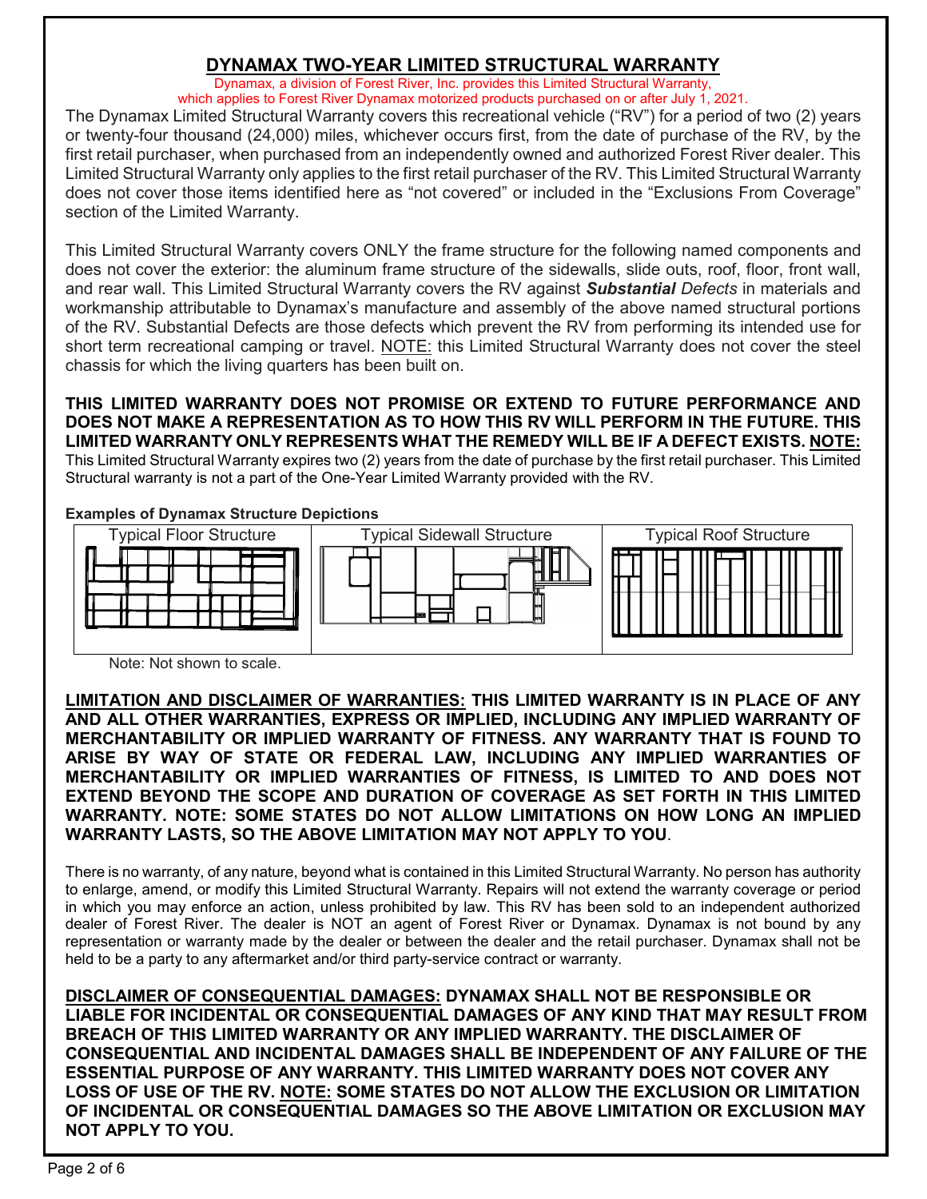# DYNAMAX TWO-YEAR LIMITED STRUCTURAL WARRANTY

Dynamax, a division of Forest River, Inc. provides this Limited Structural Warranty, which applies to Forest River Dynamax motorized products purchased on or after July 1, 2021.

The Dynamax Limited Structural Warranty covers this recreational vehicle ("RV") for a period of two (2) years or twenty-four thousand (24,000) miles, whichever occurs first, from the date of purchase of the RV, by the first retail purchaser, when purchased from an independently owned and authorized Forest River dealer. This Limited Structural Warranty only applies to the first retail purchaser of the RV. This Limited Structural Warranty does not cover those items identified here as "not covered" or included in the "Exclusions From Coverage" section of the Limited Warranty.

This Limited Structural Warranty covers ONLY the frame structure for the following named components and does not cover the exterior: the aluminum frame structure of the sidewalls, slide outs, roof, floor, front wall, and rear wall. This Limited Structural Warranty covers the RV against ***Substantial*** *Defects* in materials and workmanship attributable to Dynamax's manufacture and assembly of the above named structural portions of the RV. Substantial Defects are those defects which prevent the RV from performing its intended use for short term recreational camping or travel. NOTE: this Limited Structural Warranty does not cover the steel chassis for which the living quarters has been built on.

**THIS LIMITED WARRANTY DOES NOT PROMISE OR EXTEND TO FUTURE PERFORMANCE AND DOES NOT MAKE A REPRESENTATION AS TO HOW THIS RV WILL PERFORM IN THE FUTURE. THIS LIMITED WARRANTY ONLY REPRESENTS WHAT THE REMEDY WILL BE IF A DEFECT EXISTS. NOTE:** This Limited Structural Warranty expires two (2) years from the date of purchase by the first retail purchaser. This Limited Structural warranty is not a part of the One-Year Limited Warranty provided with the RV.

**Examples of Dynamax Structure Depictions**

| Typical Floor Structure | Typical Sidewall Structure | Typical Roof Structure |
| --- | --- | --- |

Note: Not shown to scale.

**LIMITATION AND DISCLAIMER OF WARRANTIES: THIS LIMITED WARRANTY IS IN PLACE OF ANY AND ALL OTHER WARRANTIES, EXPRESS OR IMPLIED, INCLUDING ANY IMPLIED WARRANTY OF MERCHANTABILITY OR IMPLIED WARRANTY OF FITNESS. ANY WARRANTY THAT IS FOUND TO ARISE BY WAY OF STATE OR FEDERAL LAW, INCLUDING ANY IMPLIED WARRANTIES OF MERCHANTABILITY OR IMPLIED WARRANTIES OF FITNESS, IS LIMITED TO AND DOES NOT EXTEND BEYOND THE SCOPE AND DURATION OF COVERAGE AS SET FORTH IN THIS LIMITED WARRANTY. NOTE: SOME STATES DO NOT ALLOW LIMITATIONS ON HOW LONG AN IMPLIED WARRANTY LASTS, SO THE ABOVE LIMITATION MAY NOT APPLY TO YOU**.

There is no warranty, of any nature, beyond what is contained in this Limited Structural Warranty. No person has authority to enlarge, amend, or modify this Limited Structural Warranty. Repairs will not extend the warranty coverage or period in which you may enforce an action, unless prohibited by law. This RV has been sold to an independent authorized dealer of Forest River. The dealer is NOT an agent of Forest River or Dynamax. Dynamax is not bound by any representation or warranty made by the dealer or between the dealer and the retail purchaser. Dynamax shall not be held to be a party to any aftermarket and/or third party-service contract or warranty.

**DISCLAIMER OF CONSEQUENTIAL DAMAGES: DYNAMAX SHALL NOT BE RESPONSIBLE OR LIABLE FOR INCIDENTAL OR CONSEQUENTIAL DAMAGES OF ANY KIND THAT MAY RESULT FROM BREACH OF THIS LIMITED WARRANTY OR ANY IMPLIED WARRANTY. THE DISCLAIMER OF CONSEQUENTIAL AND INCIDENTAL DAMAGES SHALL BE INDEPENDENT OF ANY FAILURE OF THE ESSENTIAL PURPOSE OF ANY WARRANTY. THIS LIMITED WARRANTY DOES NOT COVER ANY LOSS OF USE OF THE RV. NOTE: SOME STATES DO NOT ALLOW THE EXCLUSION OR LIMITATION OF INCIDENTAL OR CONSEQUENTIAL DAMAGES SO THE ABOVE LIMITATION OR EXCLUSION MAY NOT APPLY TO YOU.**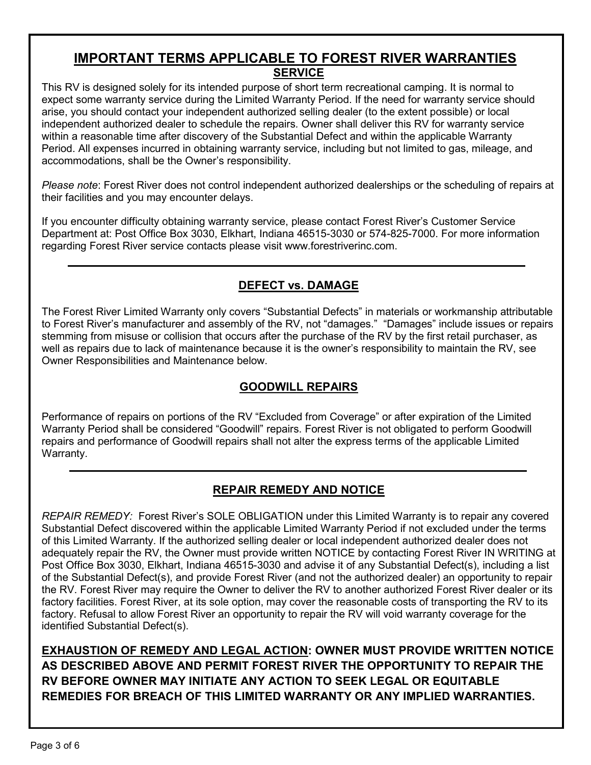# IMPORTANT TERMS APPLICABLE TO FOREST RIVER WARRANTIES

## SERVICE

This RV is designed solely for its intended purpose of short term recreational camping. It is normal to expect some warranty service during the Limited Warranty Period. If the need for warranty service should arise, you should contact your independent authorized selling dealer (to the extent possible) or local independent authorized dealer to schedule the repairs. Owner shall deliver this RV for warranty service within a reasonable time after discovery of the Substantial Defect and within the applicable Warranty Period. All expenses incurred in obtaining warranty service, including but not limited to gas, mileage, and accommodations, shall be the Owner's responsibility.

*Please note*: Forest River does not control independent authorized dealerships or the scheduling of repairs at their facilities and you may encounter delays.

If you encounter difficulty obtaining warranty service, please contact Forest River's Customer Service Department at: Post Office Box 3030, Elkhart, Indiana 46515-3030 or 574-825-7000. For more information regarding Forest River service contacts please visit www.forestriverinc.com.

---

## DEFECT vs. DAMAGE

The Forest River Limited Warranty only covers "Substantial Defects" in materials or workmanship attributable to Forest River's manufacturer and assembly of the RV, not "damages." "Damages" include issues or repairs stemming from misuse or collision that occurs after the purchase of the RV by the first retail purchaser, as well as repairs due to lack of maintenance because it is the owner's responsibility to maintain the RV, see Owner Responsibilities and Maintenance below.

## GOODWILL REPAIRS

Performance of repairs on portions of the RV "Excluded from Coverage" or after expiration of the Limited Warranty Period shall be considered "Goodwill" repairs. Forest River is not obligated to perform Goodwill repairs and performance of Goodwill repairs shall not alter the express terms of the applicable Limited Warranty.

---

## REPAIR REMEDY AND NOTICE

*REPAIR REMEDY:* Forest River's SOLE OBLIGATION under this Limited Warranty is to repair any covered Substantial Defect discovered within the applicable Limited Warranty Period if not excluded under the terms of this Limited Warranty. If the authorized selling dealer or local independent authorized dealer does not adequately repair the RV, the Owner must provide written NOTICE by contacting Forest River IN WRITING at Post Office Box 3030, Elkhart, Indiana 46515-3030 and advise it of any Substantial Defect(s), including a list of the Substantial Defect(s), and provide Forest River (and not the authorized dealer) an opportunity to repair the RV. Forest River may require the Owner to deliver the RV to another authorized Forest River dealer or its factory facilities. Forest River, at its sole option, may cover the reasonable costs of transporting the RV to its factory. Refusal to allow Forest River an opportunity to repair the RV will void warranty coverage for the identified Substantial Defect(s).

**EXHAUSTION OF REMEDY AND LEGAL ACTION: OWNER MUST PROVIDE WRITTEN NOTICE AS DESCRIBED ABOVE AND PERMIT FOREST RIVER THE OPPORTUNITY TO REPAIR THE RV BEFORE OWNER MAY INITIATE ANY ACTION TO SEEK LEGAL OR EQUITABLE REMEDIES FOR BREACH OF THIS LIMITED WARRANTY OR ANY IMPLIED WARRANTIES.**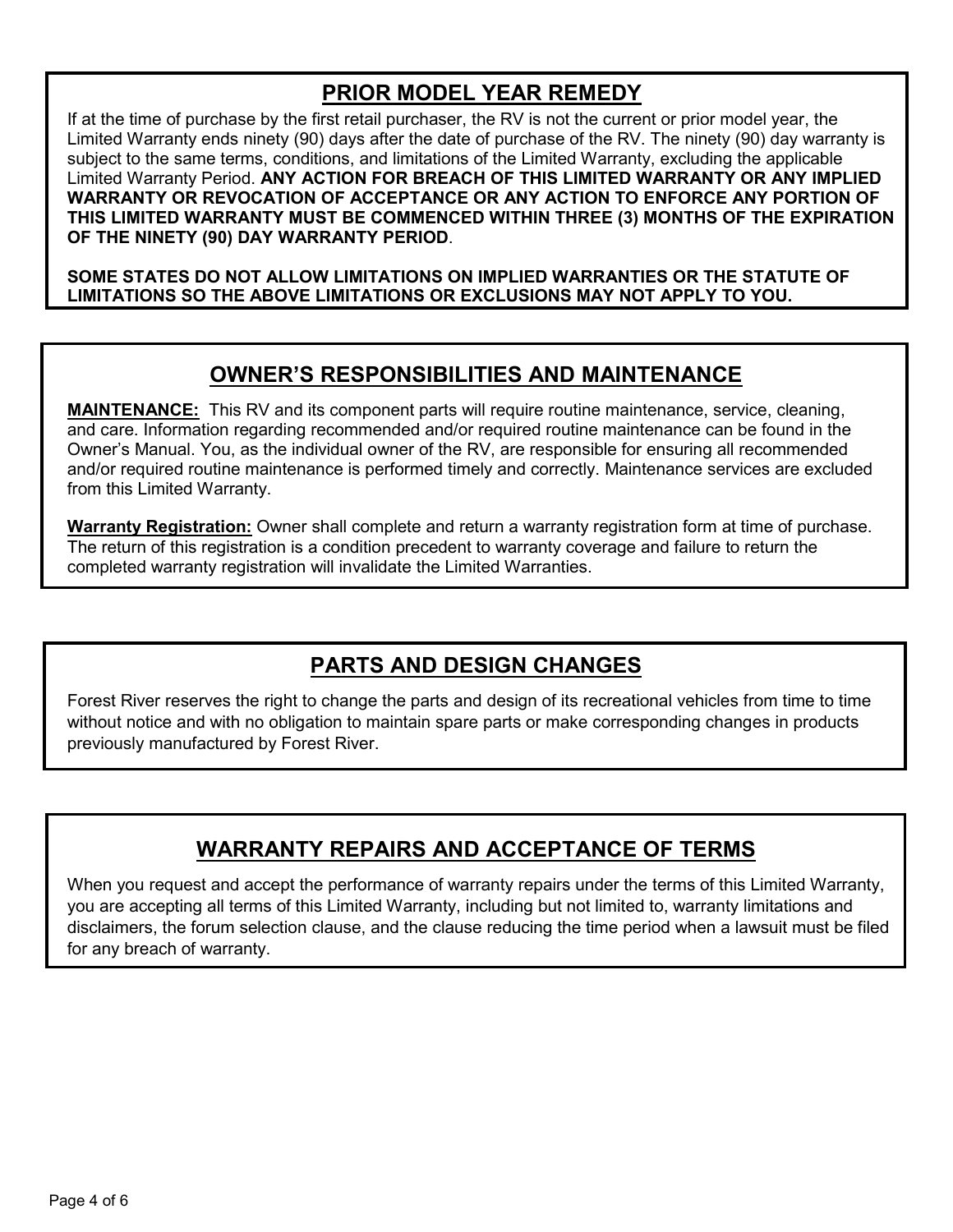## PRIOR MODEL YEAR REMEDY

If at the time of purchase by the first retail purchaser, the RV is not the current or prior model year, the Limited Warranty ends ninety (90) days after the date of purchase of the RV. The ninety (90) day warranty is subject to the same terms, conditions, and limitations of the Limited Warranty, excluding the applicable Limited Warranty Period. **ANY ACTION FOR BREACH OF THIS LIMITED WARRANTY OR ANY IMPLIED WARRANTY OR REVOCATION OF ACCEPTANCE OR ANY ACTION TO ENFORCE ANY PORTION OF THIS LIMITED WARRANTY MUST BE COMMENCED WITHIN THREE (3) MONTHS OF THE EXPIRATION OF THE NINETY (90) DAY WARRANTY PERIOD**.

**SOME STATES DO NOT ALLOW LIMITATIONS ON IMPLIED WARRANTIES OR THE STATUTE OF LIMITATIONS SO THE ABOVE LIMITATIONS OR EXCLUSIONS MAY NOT APPLY TO YOU.**

## OWNER'S RESPONSIBILITIES AND MAINTENANCE

**MAINTENANCE:** This RV and its component parts will require routine maintenance, service, cleaning, and care. Information regarding recommended and/or required routine maintenance can be found in the Owner's Manual. You, as the individual owner of the RV, are responsible for ensuring all recommended and/or required routine maintenance is performed timely and correctly. Maintenance services are excluded from this Limited Warranty.

**Warranty Registration:** Owner shall complete and return a warranty registration form at time of purchase. The return of this registration is a condition precedent to warranty coverage and failure to return the completed warranty registration will invalidate the Limited Warranties.

## PARTS AND DESIGN CHANGES

Forest River reserves the right to change the parts and design of its recreational vehicles from time to time without notice and with no obligation to maintain spare parts or make corresponding changes in products previously manufactured by Forest River.

## WARRANTY REPAIRS AND ACCEPTANCE OF TERMS

When you request and accept the performance of warranty repairs under the terms of this Limited Warranty, you are accepting all terms of this Limited Warranty, including but not limited to, warranty limitations and disclaimers, the forum selection clause, and the clause reducing the time period when a lawsuit must be filed for any breach of warranty.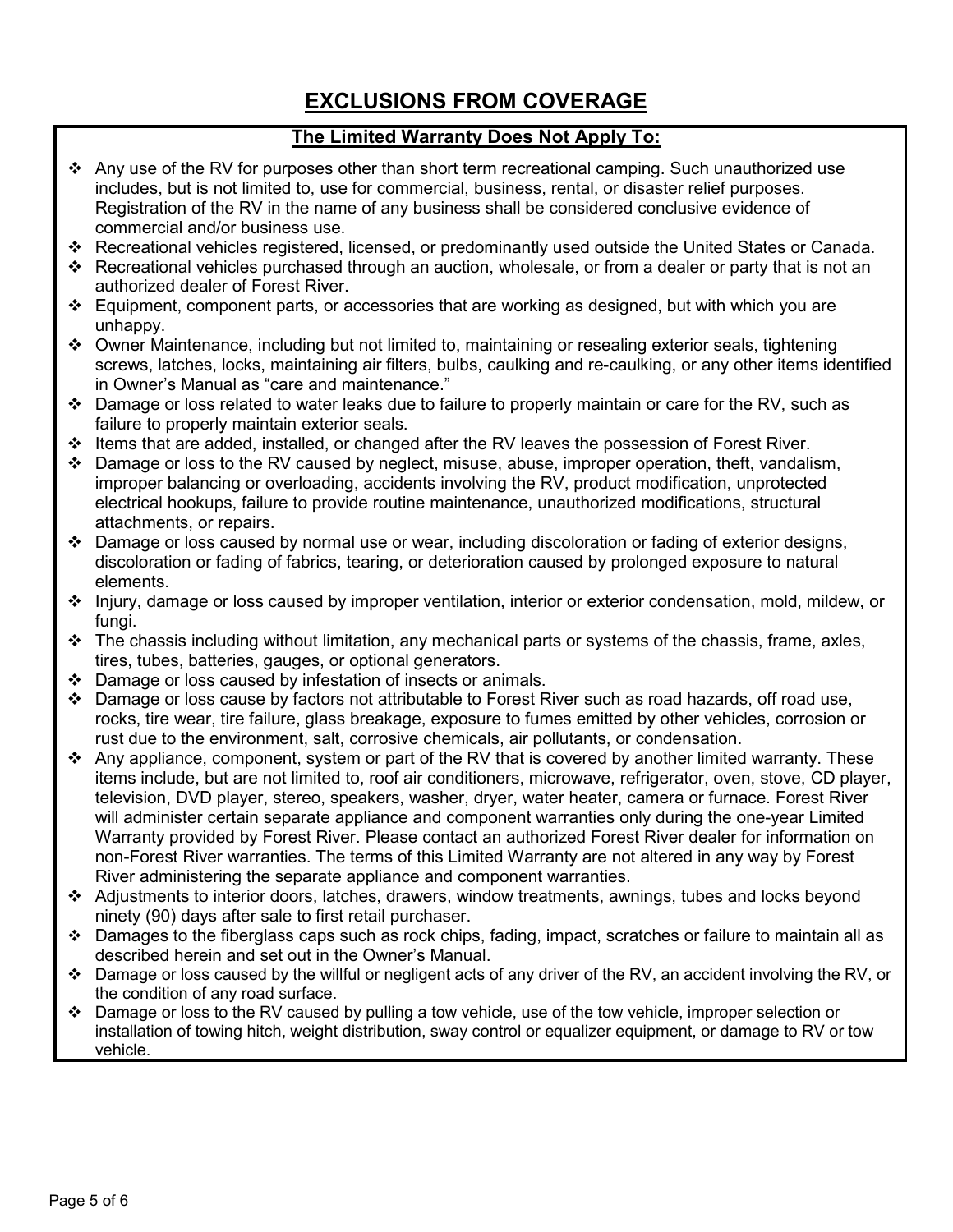## EXCLUSIONS FROM COVERAGE

### The Limited Warranty Does Not Apply To:

- Any use of the RV for purposes other than short term recreational camping. Such unauthorized use includes, but is not limited to, use for commercial, business, rental, or disaster relief purposes. Registration of the RV in the name of any business shall be considered conclusive evidence of commercial and/or business use.
- Recreational vehicles registered, licensed, or predominantly used outside the United States or Canada.
- Recreational vehicles purchased through an auction, wholesale, or from a dealer or party that is not an authorized dealer of Forest River.
- Equipment, component parts, or accessories that are working as designed, but with which you are unhappy.
- Owner Maintenance, including but not limited to, maintaining or resealing exterior seals, tightening screws, latches, locks, maintaining air filters, bulbs, caulking and re-caulking, or any other items identified in Owner's Manual as "care and maintenance."
- Damage or loss related to water leaks due to failure to properly maintain or care for the RV, such as failure to properly maintain exterior seals.
- Items that are added, installed, or changed after the RV leaves the possession of Forest River.
- Damage or loss to the RV caused by neglect, misuse, abuse, improper operation, theft, vandalism, improper balancing or overloading, accidents involving the RV, product modification, unprotected electrical hookups, failure to provide routine maintenance, unauthorized modifications, structural attachments, or repairs.
- Damage or loss caused by normal use or wear, including discoloration or fading of exterior designs, discoloration or fading of fabrics, tearing, or deterioration caused by prolonged exposure to natural elements.
- Injury, damage or loss caused by improper ventilation, interior or exterior condensation, mold, mildew, or fungi.
- The chassis including without limitation, any mechanical parts or systems of the chassis, frame, axles, tires, tubes, batteries, gauges, or optional generators.
- Damage or loss caused by infestation of insects or animals.
- Damage or loss cause by factors not attributable to Forest River such as road hazards, off road use, rocks, tire wear, tire failure, glass breakage, exposure to fumes emitted by other vehicles, corrosion or rust due to the environment, salt, corrosive chemicals, air pollutants, or condensation.
- Any appliance, component, system or part of the RV that is covered by another limited warranty. These items include, but are not limited to, roof air conditioners, microwave, refrigerator, oven, stove, CD player, television, DVD player, stereo, speakers, washer, dryer, water heater, camera or furnace. Forest River will administer certain separate appliance and component warranties only during the one-year Limited Warranty provided by Forest River. Please contact an authorized Forest River dealer for information on non-Forest River warranties. The terms of this Limited Warranty are not altered in any way by Forest River administering the separate appliance and component warranties.
- Adjustments to interior doors, latches, drawers, window treatments, awnings, tubes and locks beyond ninety (90) days after sale to first retail purchaser.
- Damages to the fiberglass caps such as rock chips, fading, impact, scratches or failure to maintain all as described herein and set out in the Owner's Manual.
- Damage or loss caused by the willful or negligent acts of any driver of the RV, an accident involving the RV, or the condition of any road surface.
- Damage or loss to the RV caused by pulling a tow vehicle, use of the tow vehicle, improper selection or installation of towing hitch, weight distribution, sway control or equalizer equipment, or damage to RV or tow vehicle.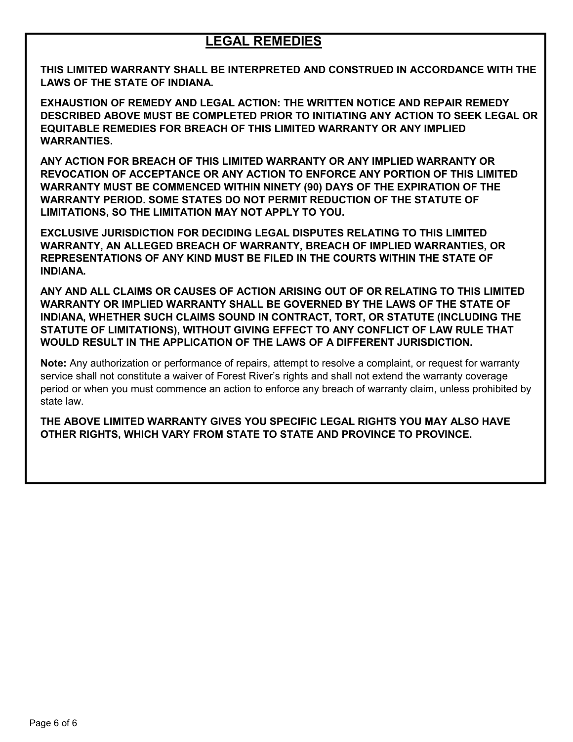## LEGAL REMEDIES

**THIS LIMITED WARRANTY SHALL BE INTERPRETED AND CONSTRUED IN ACCORDANCE WITH THE LAWS OF THE STATE OF INDIANA.**

**EXHAUSTION OF REMEDY AND LEGAL ACTION: THE WRITTEN NOTICE AND REPAIR REMEDY DESCRIBED ABOVE MUST BE COMPLETED PRIOR TO INITIATING ANY ACTION TO SEEK LEGAL OR EQUITABLE REMEDIES FOR BREACH OF THIS LIMITED WARRANTY OR ANY IMPLIED WARRANTIES.**

**ANY ACTION FOR BREACH OF THIS LIMITED WARRANTY OR ANY IMPLIED WARRANTY OR REVOCATION OF ACCEPTANCE OR ANY ACTION TO ENFORCE ANY PORTION OF THIS LIMITED WARRANTY MUST BE COMMENCED WITHIN NINETY (90) DAYS OF THE EXPIRATION OF THE WARRANTY PERIOD. SOME STATES DO NOT PERMIT REDUCTION OF THE STATUTE OF LIMITATIONS, SO THE LIMITATION MAY NOT APPLY TO YOU.**

**EXCLUSIVE JURISDICTION FOR DECIDING LEGAL DISPUTES RELATING TO THIS LIMITED WARRANTY, AN ALLEGED BREACH OF WARRANTY, BREACH OF IMPLIED WARRANTIES, OR REPRESENTATIONS OF ANY KIND MUST BE FILED IN THE COURTS WITHIN THE STATE OF INDIANA.**

**ANY AND ALL CLAIMS OR CAUSES OF ACTION ARISING OUT OF OR RELATING TO THIS LIMITED WARRANTY OR IMPLIED WARRANTY SHALL BE GOVERNED BY THE LAWS OF THE STATE OF INDIANA, WHETHER SUCH CLAIMS SOUND IN CONTRACT, TORT, OR STATUTE (INCLUDING THE STATUTE OF LIMITATIONS), WITHOUT GIVING EFFECT TO ANY CONFLICT OF LAW RULE THAT WOULD RESULT IN THE APPLICATION OF THE LAWS OF A DIFFERENT JURISDICTION.**

**Note:** Any authorization or performance of repairs, attempt to resolve a complaint, or request for warranty service shall not constitute a waiver of Forest River's rights and shall not extend the warranty coverage period or when you must commence an action to enforce any breach of warranty claim, unless prohibited by state law.

**THE ABOVE LIMITED WARRANTY GIVES YOU SPECIFIC LEGAL RIGHTS YOU MAY ALSO HAVE OTHER RIGHTS, WHICH VARY FROM STATE TO STATE AND PROVINCE TO PROVINCE.**